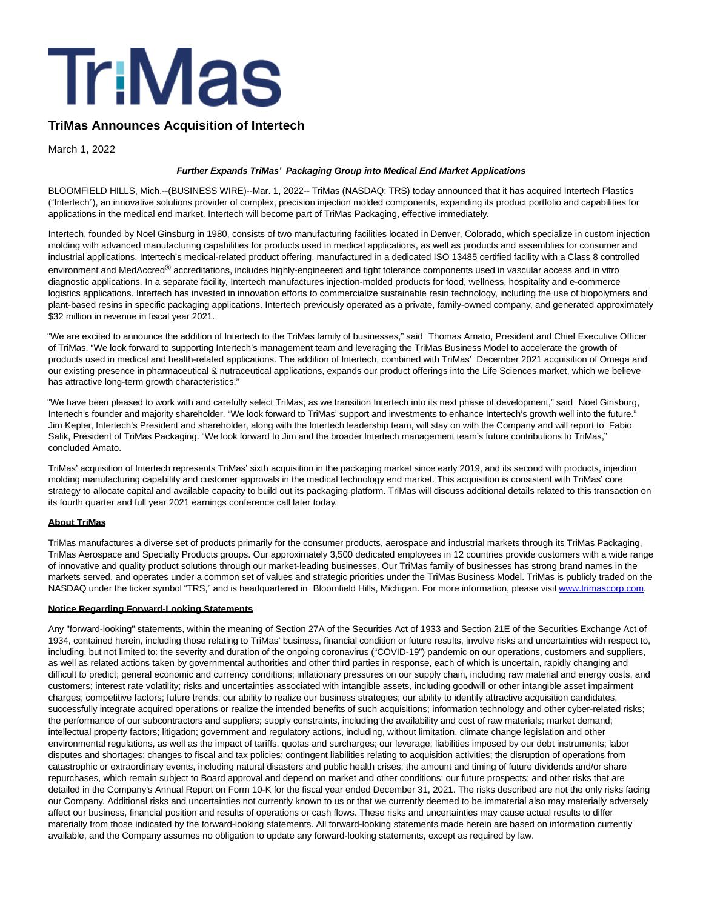# TriMas

## TriMas Announces Acquisition of Intertech

March 1, 2022

***Further Expands TriMas' Packaging Group into Medical End Market Applications***

BLOOMFIELD HILLS, Mich.--(BUSINESS WIRE)--Mar. 1, 2022-- TriMas (NASDAQ: TRS) today announced that it has acquired Intertech Plastics ("Intertech"), an innovative solutions provider of complex, precision injection molded components, expanding its product portfolio and capabilities for applications in the medical end market. Intertech will become part of TriMas Packaging, effective immediately.

Intertech, founded by Noel Ginsburg in 1980, consists of two manufacturing facilities located in Denver, Colorado, which specialize in custom injection molding with advanced manufacturing capabilities for products used in medical applications, as well as products and assemblies for consumer and industrial applications. Intertech's medical-related product offering, manufactured in a dedicated ISO 13485 certified facility with a Class 8 controlled environment and MedAccred® accreditations, includes highly-engineered and tight tolerance components used in vascular access and in vitro diagnostic applications. In a separate facility, Intertech manufactures injection-molded products for food, wellness, hospitality and e-commerce logistics applications. Intertech has invested in innovation efforts to commercialize sustainable resin technology, including the use of biopolymers and plant-based resins in specific packaging applications. Intertech previously operated as a private, family-owned company, and generated approximately $32 million in revenue in fiscal year 2021.

"We are excited to announce the addition of Intertech to the TriMas family of businesses," said Thomas Amato, President and Chief Executive Officer of TriMas. "We look forward to supporting Intertech's management team and leveraging the TriMas Business Model to accelerate the growth of products used in medical and health-related applications. The addition of Intertech, combined with TriMas' December 2021 acquisition of Omega and our existing presence in pharmaceutical & nutraceutical applications, expands our product offerings into the Life Sciences market, which we believe has attractive long-term growth characteristics."

"We have been pleased to work with and carefully select TriMas, as we transition Intertech into its next phase of development," said Noel Ginsburg, Intertech's founder and majority shareholder. "We look forward to TriMas' support and investments to enhance Intertech's growth well into the future." Jim Kepler, Intertech's President and shareholder, along with the Intertech leadership team, will stay on with the Company and will report to Fabio Salik, President of TriMas Packaging. "We look forward to Jim and the broader Intertech management team's future contributions to TriMas," concluded Amato.

TriMas' acquisition of Intertech represents TriMas' sixth acquisition in the packaging market since early 2019, and its second with products, injection molding manufacturing capability and customer approvals in the medical technology end market. This acquisition is consistent with TriMas' core strategy to allocate capital and available capacity to build out its packaging platform. TriMas will discuss additional details related to this transaction on its fourth quarter and full year 2021 earnings conference call later today.

**About TriMas**

TriMas manufactures a diverse set of products primarily for the consumer products, aerospace and industrial markets through its TriMas Packaging, TriMas Aerospace and Specialty Products groups. Our approximately 3,500 dedicated employees in 12 countries provide customers with a wide range of innovative and quality product solutions through our market-leading businesses. Our TriMas family of businesses has strong brand names in the markets served, and operates under a common set of values and strategic priorities under the TriMas Business Model. TriMas is publicly traded on the NASDAQ under the ticker symbol "TRS," and is headquartered in Bloomfield Hills, Michigan. For more information, please visit www.trimascorp.com.

**Notice Regarding Forward-Looking Statements**

Any "forward-looking" statements, within the meaning of Section 27A of the Securities Act of 1933 and Section 21E of the Securities Exchange Act of 1934, contained herein, including those relating to TriMas' business, financial condition or future results, involve risks and uncertainties with respect to, including, but not limited to: the severity and duration of the ongoing coronavirus ("COVID-19") pandemic on our operations, customers and suppliers, as well as related actions taken by governmental authorities and other third parties in response, each of which is uncertain, rapidly changing and difficult to predict; general economic and currency conditions; inflationary pressures on our supply chain, including raw material and energy costs, and customers; interest rate volatility; risks and uncertainties associated with intangible assets, including goodwill or other intangible asset impairment charges; competitive factors; future trends; our ability to realize our business strategies; our ability to identify attractive acquisition candidates, successfully integrate acquired operations or realize the intended benefits of such acquisitions; information technology and other cyber-related risks; the performance of our subcontractors and suppliers; supply constraints, including the availability and cost of raw materials; market demand; intellectual property factors; litigation; government and regulatory actions, including, without limitation, climate change legislation and other environmental regulations, as well as the impact of tariffs, quotas and surcharges; our leverage; liabilities imposed by our debt instruments; labor disputes and shortages; changes to fiscal and tax policies; contingent liabilities relating to acquisition activities; the disruption of operations from catastrophic or extraordinary events, including natural disasters and public health crises; the amount and timing of future dividends and/or share repurchases, which remain subject to Board approval and depend on market and other conditions; our future prospects; and other risks that are detailed in the Company's Annual Report on Form 10-K for the fiscal year ended December 31, 2021. The risks described are not the only risks facing our Company. Additional risks and uncertainties not currently known to us or that we currently deemed to be immaterial also may materially adversely affect our business, financial position and results of operations or cash flows. These risks and uncertainties may cause actual results to differ materially from those indicated by the forward-looking statements. All forward-looking statements made herein are based on information currently available, and the Company assumes no obligation to update any forward-looking statements, except as required by law.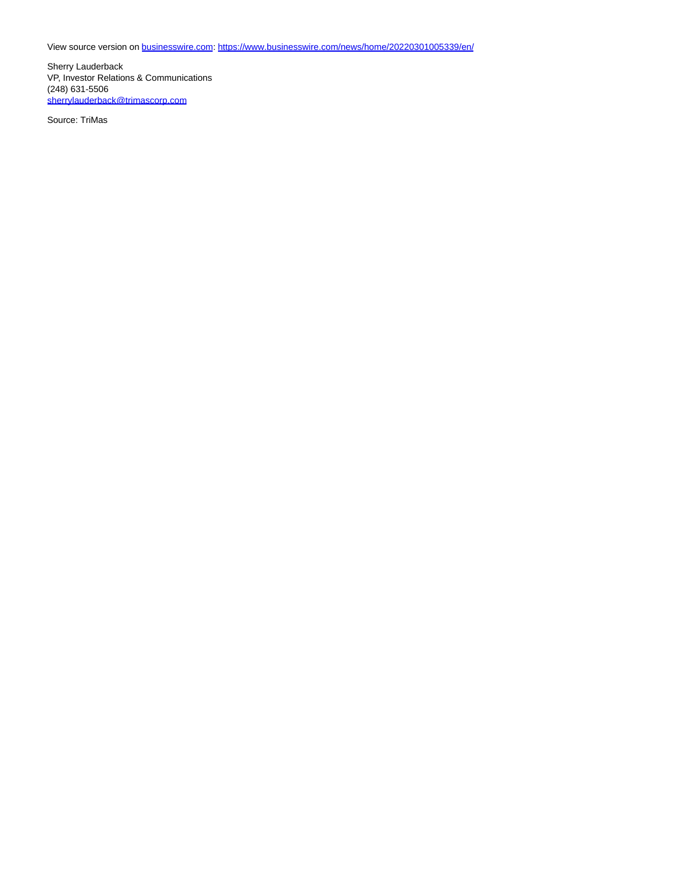View source version on [businesswire.com](https://www.businesswire.com): [https://www.businesswire.com/news/home/20220301005339/en/](https://www.businesswire.com/news/home/20220301005339/en/)

Sherry Lauderback
VP, Investor Relations & Communications
(248) 631-5506
[sherrylauderback@trimascorp.com](mailto:sherrylauderback@trimascorp.com)

Source: TriMas